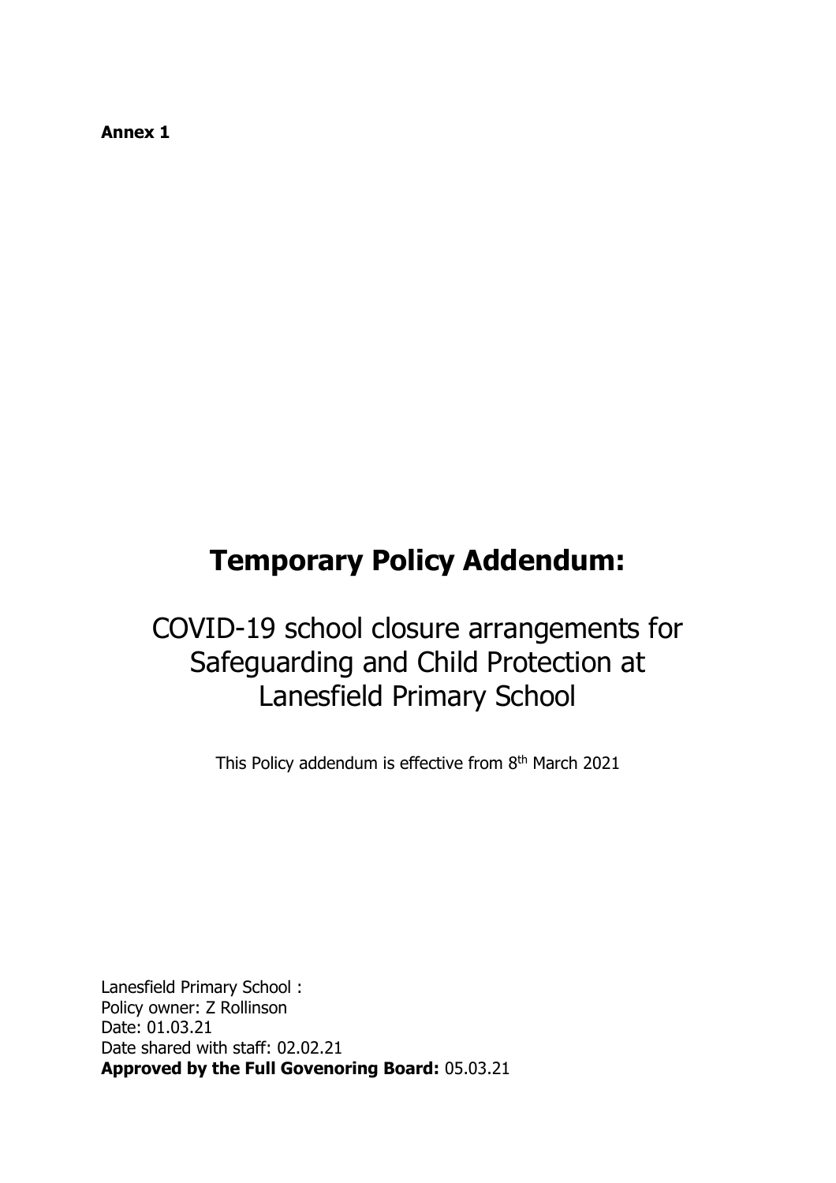**Annex 1**

# Temporary Policy Addendum:

## COVID-19 school closure arrangements for Safeguarding and Child Protection at Lanesfield Primary School

This Policy addendum is effective from 8th March 2021

Lanesfield Primary School :
Policy owner: Z Rollinson
Date: 01.03.21
Date shared with staff: 02.02.21
**Approved by the Full Govenoring Board:** 05.03.21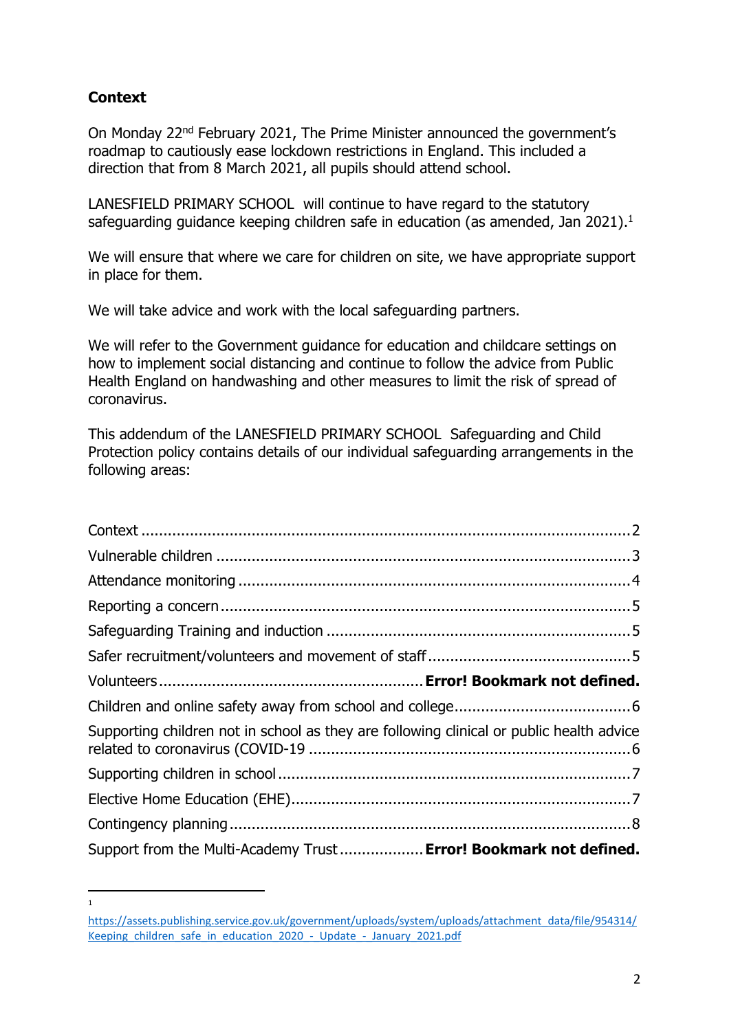## Context

On Monday 22nd February 2021, The Prime Minister announced the government's roadmap to cautiously ease lockdown restrictions in England. This included a direction that from 8 March 2021, all pupils should attend school.

LANESFIELD PRIMARY SCHOOL will continue to have regard to the statutory safeguarding guidance keeping children safe in education (as amended, Jan 2021).[1]

We will ensure that where we care for children on site, we have appropriate support in place for them.

We will take advice and work with the local safeguarding partners.

We will refer to the Government guidance for education and childcare settings on how to implement social distancing and continue to follow the advice from Public Health England on handwashing and other measures to limit the risk of spread of coronavirus.

This addendum of the LANESFIELD PRIMARY SCHOOL Safeguarding and Child Protection policy contains details of our individual safeguarding arrangements in the following areas:

Context ........................................................................................................2
Vulnerable children ........................................................................................3
Attendance monitoring ...................................................................................4
Reporting a concern .......................................................................................5
Safeguarding Training and induction ...............................................................5
Safer recruitment/volunteers and movement of staff ........................................5
Volunteers ...................................................... **Error! Bookmark not defined.**
Children and online safety away from school and college ...................................6
Supporting children not in school as they are following clinical or public health advice related to coronavirus (COVID-19 ...................................................................6
Supporting children in school ..........................................................................7
Elective Home Education (EHE) .......................................................................7
Contingency planning .....................................................................................8
Support from the Multi-Academy Trust ................. **Error! Bookmark not defined.**

---

[1] https://assets.publishing.service.gov.uk/government/uploads/system/uploads/attachment_data/file/954314/Keeping_children_safe_in_education_2020_-_Update_-_January_2021.pdf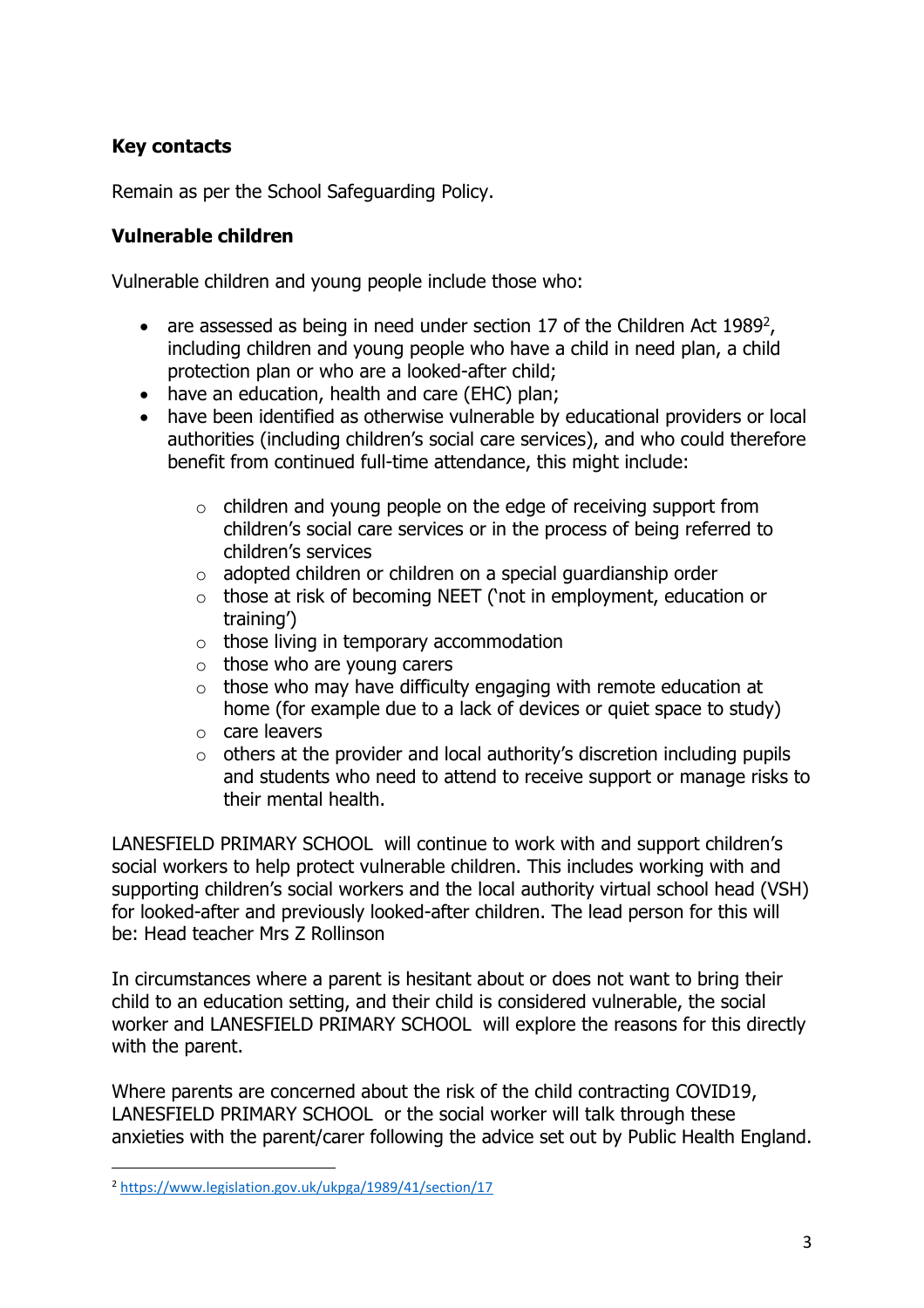## Key contacts

Remain as per the School Safeguarding Policy.

## Vulnerable children

Vulnerable children and young people include those who:

- are assessed as being in need under section 17 of the Children Act 1989[2], including children and young people who have a child in need plan, a child protection plan or who are a looked-after child;
- have an education, health and care (EHC) plan;
- have been identified as otherwise vulnerable by educational providers or local authorities (including children's social care services), and who could therefore benefit from continued full-time attendance, this might include:
  - children and young people on the edge of receiving support from children's social care services or in the process of being referred to children's services
  - adopted children or children on a special guardianship order
  - those at risk of becoming NEET ('not in employment, education or training')
  - those living in temporary accommodation
  - those who are young carers
  - those who may have difficulty engaging with remote education at home (for example due to a lack of devices or quiet space to study)
  - care leavers
  - others at the provider and local authority's discretion including pupils and students who need to attend to receive support or manage risks to their mental health.

LANESFIELD PRIMARY SCHOOL will continue to work with and support children's social workers to help protect vulnerable children. This includes working with and supporting children's social workers and the local authority virtual school head (VSH) for looked-after and previously looked-after children. The lead person for this will be: Head teacher Mrs Z Rollinson

In circumstances where a parent is hesitant about or does not want to bring their child to an education setting, and their child is considered vulnerable, the social worker and LANESFIELD PRIMARY SCHOOL will explore the reasons for this directly with the parent.

Where parents are concerned about the risk of the child contracting COVID19, LANESFIELD PRIMARY SCHOOL or the social worker will talk through these anxieties with the parent/carer following the advice set out by Public Health England.

---

[2] https://www.legislation.gov.uk/ukpga/1989/41/section/17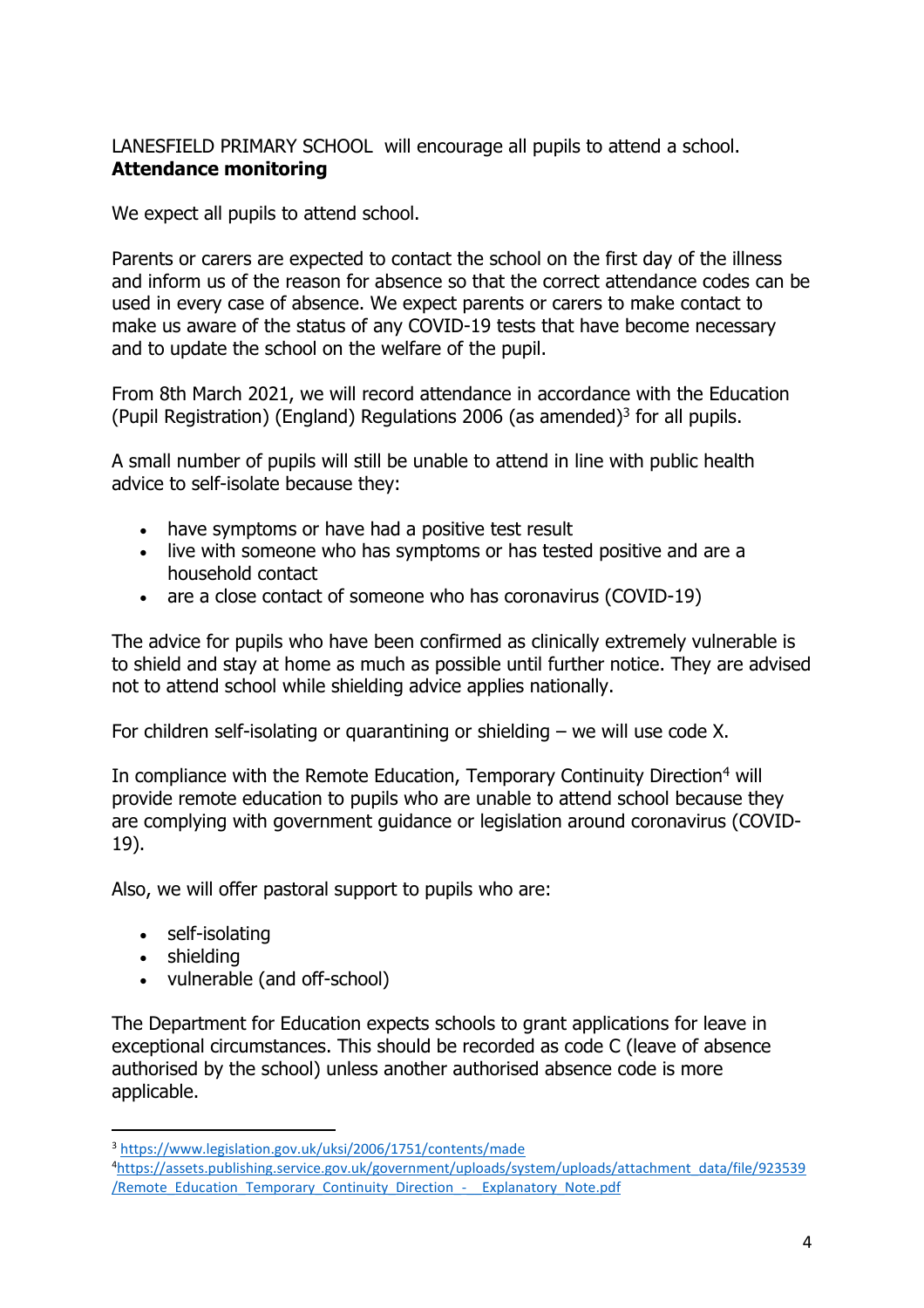LANESFIELD PRIMARY SCHOOL will encourage all pupils to attend a school.

**Attendance monitoring**

We expect all pupils to attend school.

Parents or carers are expected to contact the school on the first day of the illness and inform us of the reason for absence so that the correct attendance codes can be used in every case of absence. We expect parents or carers to make contact to make us aware of the status of any COVID-19 tests that have become necessary and to update the school on the welfare of the pupil.

From 8th March 2021, we will record attendance in accordance with the Education (Pupil Registration) (England) Regulations 2006 (as amended)[3] for all pupils.

A small number of pupils will still be unable to attend in line with public health advice to self-isolate because they:

- have symptoms or have had a positive test result
- live with someone who has symptoms or has tested positive and are a household contact
- are a close contact of someone who has coronavirus (COVID-19)

The advice for pupils who have been confirmed as clinically extremely vulnerable is to shield and stay at home as much as possible until further notice. They are advised not to attend school while shielding advice applies nationally.

For children self-isolating or quarantining or shielding – we will use code X.

In compliance with the Remote Education, Temporary Continuity Direction[4] will provide remote education to pupils who are unable to attend school because they are complying with government guidance or legislation around coronavirus (COVID-19).

Also, we will offer pastoral support to pupils who are:

- self-isolating
- shielding
- vulnerable (and off-school)

The Department for Education expects schools to grant applications for leave in exceptional circumstances. This should be recorded as code C (leave of absence authorised by the school) unless another authorised absence code is more applicable.

---

[3] https://www.legislation.gov.uk/uksi/2006/1751/contents/made

[4] https://assets.publishing.service.gov.uk/government/uploads/system/uploads/attachment_data/file/923539/Remote_Education_Temporary_Continuity_Direction_-__Explanatory_Note.pdf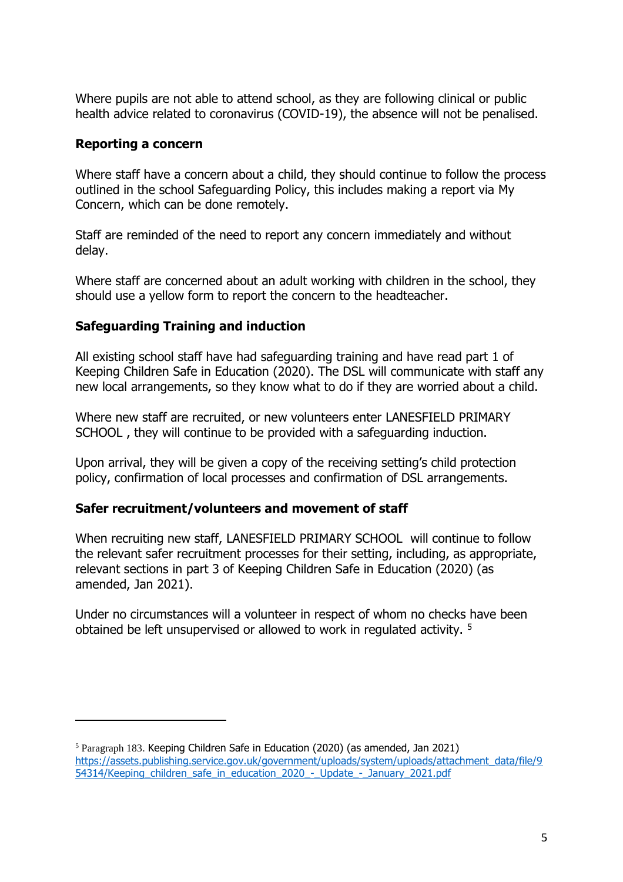Where pupils are not able to attend school, as they are following clinical or public health advice related to coronavirus (COVID-19), the absence will not be penalised.

**Reporting a concern**

Where staff have a concern about a child, they should continue to follow the process outlined in the school Safeguarding Policy, this includes making a report via My Concern, which can be done remotely.

Staff are reminded of the need to report any concern immediately and without delay.

Where staff are concerned about an adult working with children in the school, they should use a yellow form to report the concern to the headteacher.

**Safeguarding Training and induction**

All existing school staff have had safeguarding training and have read part 1 of Keeping Children Safe in Education (2020). The DSL will communicate with staff any new local arrangements, so they know what to do if they are worried about a child.

Where new staff are recruited, or new volunteers enter LANESFIELD PRIMARY SCHOOL , they will continue to be provided with a safeguarding induction.

Upon arrival, they will be given a copy of the receiving setting's child protection policy, confirmation of local processes and confirmation of DSL arrangements.

**Safer recruitment/volunteers and movement of staff**

When recruiting new staff, LANESFIELD PRIMARY SCHOOL will continue to follow the relevant safer recruitment processes for their setting, including, as appropriate, relevant sections in part 3 of Keeping Children Safe in Education (2020) (as amended, Jan 2021).

Under no circumstances will a volunteer in respect of whom no checks have been obtained be left unsupervised or allowed to work in regulated activity. [5]

---

[5] Paragraph 183. Keeping Children Safe in Education (2020) (as amended, Jan 2021) https://assets.publishing.service.gov.uk/government/uploads/system/uploads/attachment_data/file/954314/Keeping_children_safe_in_education_2020_-_Update_-_January_2021.pdf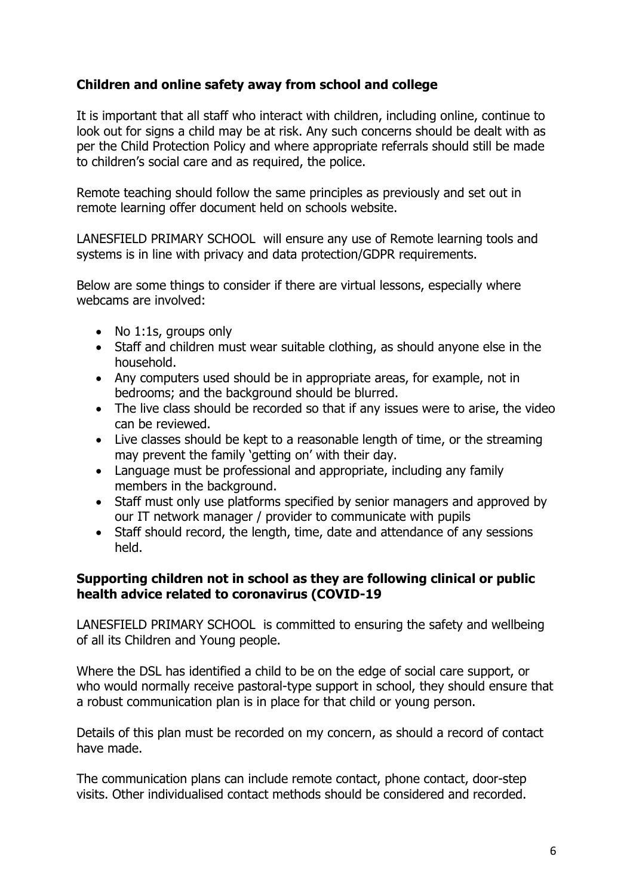### Children and online safety away from school and college

It is important that all staff who interact with children, including online, continue to look out for signs a child may be at risk. Any such concerns should be dealt with as per the Child Protection Policy and where appropriate referrals should still be made to children's social care and as required, the police.

Remote teaching should follow the same principles as previously and set out in remote learning offer document held on schools website.

LANESFIELD PRIMARY SCHOOL will ensure any use of Remote learning tools and systems is in line with privacy and data protection/GDPR requirements.

Below are some things to consider if there are virtual lessons, especially where webcams are involved:

- No 1:1s, groups only
- Staff and children must wear suitable clothing, as should anyone else in the household.
- Any computers used should be in appropriate areas, for example, not in bedrooms; and the background should be blurred.
- The live class should be recorded so that if any issues were to arise, the video can be reviewed.
- Live classes should be kept to a reasonable length of time, or the streaming may prevent the family 'getting on' with their day.
- Language must be professional and appropriate, including any family members in the background.
- Staff must only use platforms specified by senior managers and approved by our IT network manager / provider to communicate with pupils
- Staff should record, the length, time, date and attendance of any sessions held.

### Supporting children not in school as they are following clinical or public health advice related to coronavirus (COVID-19

LANESFIELD PRIMARY SCHOOL is committed to ensuring the safety and wellbeing of all its Children and Young people.

Where the DSL has identified a child to be on the edge of social care support, or who would normally receive pastoral-type support in school, they should ensure that a robust communication plan is in place for that child or young person.

Details of this plan must be recorded on my concern, as should a record of contact have made.

The communication plans can include remote contact, phone contact, door-step visits. Other individualised contact methods should be considered and recorded.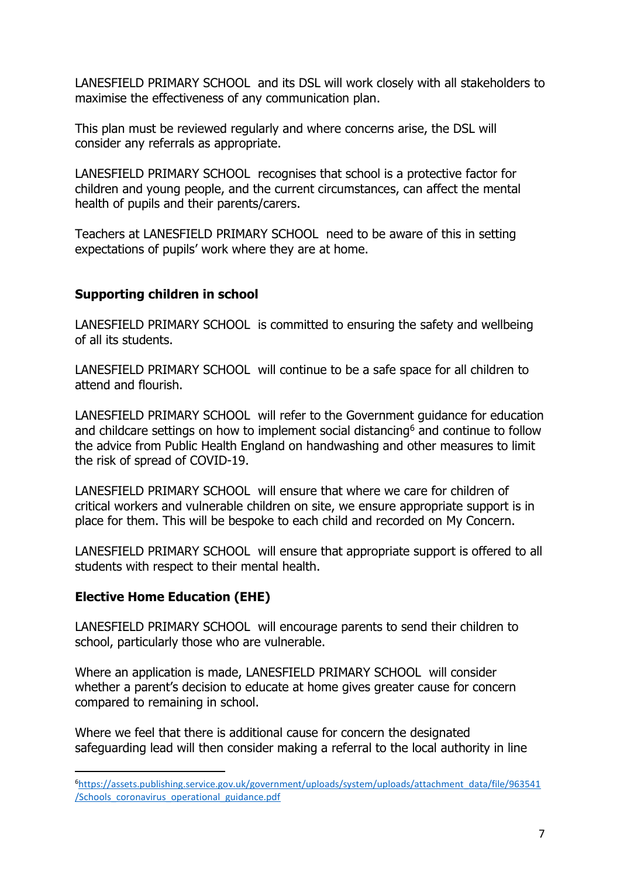LANESFIELD PRIMARY SCHOOL and its DSL will work closely with all stakeholders to maximise the effectiveness of any communication plan.

This plan must be reviewed regularly and where concerns arise, the DSL will consider any referrals as appropriate.

LANESFIELD PRIMARY SCHOOL recognises that school is a protective factor for children and young people, and the current circumstances, can affect the mental health of pupils and their parents/carers.

Teachers at LANESFIELD PRIMARY SCHOOL need to be aware of this in setting expectations of pupils' work where they are at home.

## Supporting children in school

LANESFIELD PRIMARY SCHOOL is committed to ensuring the safety and wellbeing of all its students.

LANESFIELD PRIMARY SCHOOL will continue to be a safe space for all children to attend and flourish.

LANESFIELD PRIMARY SCHOOL will refer to the Government guidance for education and childcare settings on how to implement social distancing[6] and continue to follow the advice from Public Health England on handwashing and other measures to limit the risk of spread of COVID-19.

LANESFIELD PRIMARY SCHOOL will ensure that where we care for children of critical workers and vulnerable children on site, we ensure appropriate support is in place for them. This will be bespoke to each child and recorded on My Concern.

LANESFIELD PRIMARY SCHOOL will ensure that appropriate support is offered to all students with respect to their mental health.

## Elective Home Education (EHE)

LANESFIELD PRIMARY SCHOOL will encourage parents to send their children to school, particularly those who are vulnerable.

Where an application is made, LANESFIELD PRIMARY SCHOOL will consider whether a parent's decision to educate at home gives greater cause for concern compared to remaining in school.

Where we feel that there is additional cause for concern the designated safeguarding lead will then consider making a referral to the local authority in line

---

[6] https://assets.publishing.service.gov.uk/government/uploads/system/uploads/attachment_data/file/963541/Schools_coronavirus_operational_guidance.pdf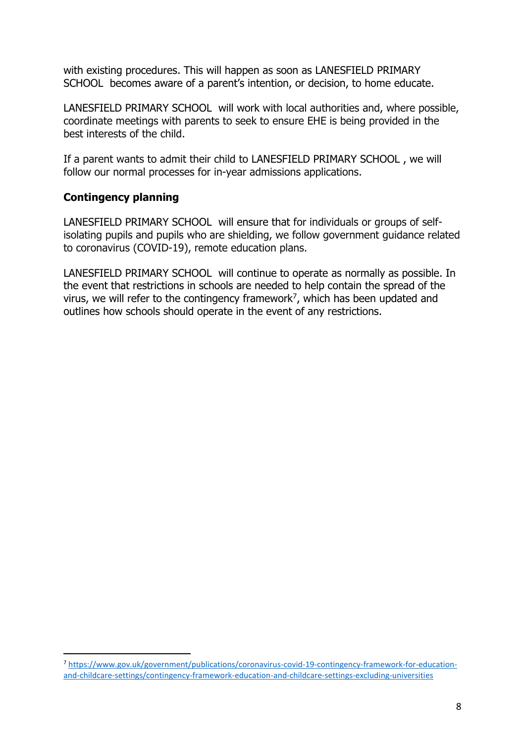with existing procedures. This will happen as soon as LANESFIELD PRIMARY SCHOOL becomes aware of a parent's intention, or decision, to home educate.

LANESFIELD PRIMARY SCHOOL will work with local authorities and, where possible, coordinate meetings with parents to seek to ensure EHE is being provided in the best interests of the child.

If a parent wants to admit their child to LANESFIELD PRIMARY SCHOOL , we will follow our normal processes for in-year admissions applications.

**Contingency planning**

LANESFIELD PRIMARY SCHOOL will ensure that for individuals or groups of self-isolating pupils and pupils who are shielding, we follow government guidance related to coronavirus (COVID-19), remote education plans.

LANESFIELD PRIMARY SCHOOL will continue to operate as normally as possible. In the event that restrictions in schools are needed to help contain the spread of the virus, we will refer to the contingency framework[7], which has been updated and outlines how schools should operate in the event of any restrictions.

[7] https://www.gov.uk/government/publications/coronavirus-covid-19-contingency-framework-for-education-and-childcare-settings/contingency-framework-education-and-childcare-settings-excluding-universities